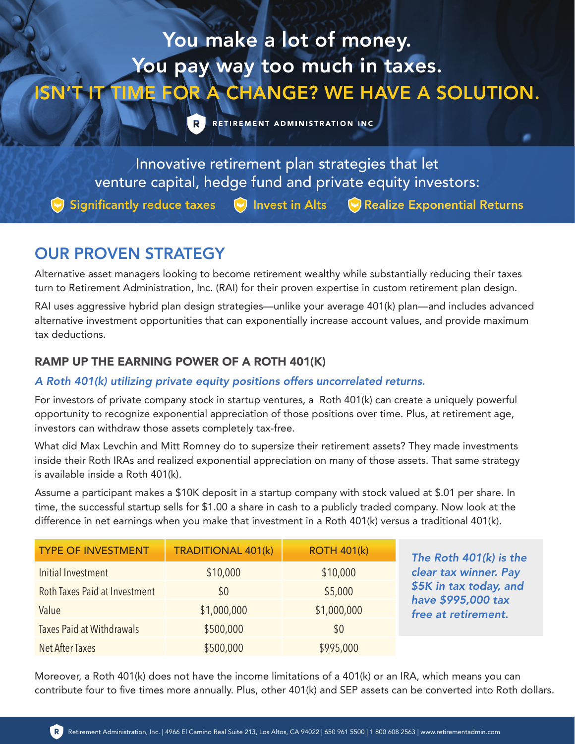# You make a lot of money.
# You pay way too much in taxes.
## ISN'T IT TIME FOR A CHANGE? WE HAVE A SOLUTION.

RETIREMENT ADMINISTRATION INC

Innovative retirement plan strategies that let venture capital, hedge fund and private equity investors:

- Significantly reduce taxes
- Invest in Alts
- Realize Exponential Returns

## OUR PROVEN STRATEGY

Alternative asset managers looking to become retirement wealthy while substantially reducing their taxes turn to Retirement Administration, Inc. (RAI) for their proven expertise in custom retirement plan design.

RAI uses aggressive hybrid plan design strategies—unlike your average 401(k) plan—and includes advanced alternative investment opportunities that can exponentially increase account values, and provide maximum tax deductions.

### RAMP UP THE EARNING POWER OF A ROTH 401(K)

***A Roth 401(k) utilizing private equity positions offers uncorrelated returns.***

For investors of private company stock in startup ventures, a Roth 401(k) can create a uniquely powerful opportunity to recognize exponential appreciation of those positions over time. Plus, at retirement age, investors can withdraw those assets completely tax-free.

What did Max Levchin and Mitt Romney do to supersize their retirement assets? They made investments inside their Roth IRAs and realized exponential appreciation on many of those assets. That same strategy is available inside a Roth 401(k).

Assume a participant makes a $10K deposit in a startup company with stock valued at $.01 per share. In time, the successful startup sells for $1.00 a share in cash to a publicly traded company. Now look at the difference in net earnings when you make that investment in a Roth 401(k) versus a traditional 401(k).

| TYPE OF INVESTMENT | TRADITIONAL 401(k) | ROTH 401(k) |
|---|---|---|
| Initial Investment | $10,000 | $10,000 |
| Roth Taxes Paid at Investment | $0 | $5,000 |
| Value | $1,000,000 | $1,000,000 |
| Taxes Paid at Withdrawals | $500,000 | $0 |
| Net After Taxes | $500,000 | $995,000 |

***The Roth 401(k) is the clear tax winner. Pay $5K in tax today, and have $995,000 tax free at retirement.***

Moreover, a Roth 401(k) does not have the income limitations of a 401(k) or an IRA, which means you can contribute four to five times more annually. Plus, other 401(k) and SEP assets can be converted into Roth dollars.

Retirement Administration, Inc. | 4966 El Camino Real Suite 213, Los Altos, CA 94022 | 650 961 5500 | 1 800 608 2563 | www.retirementadmin.com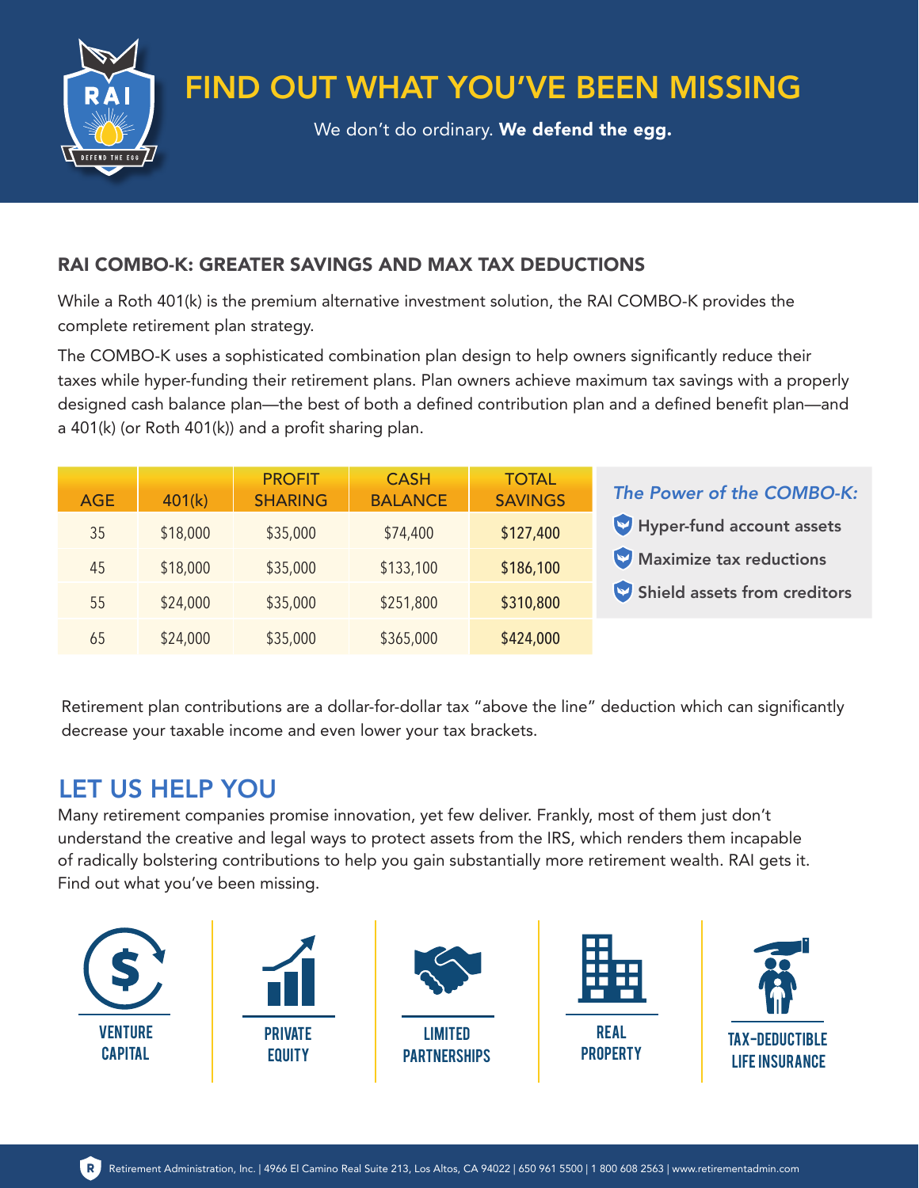# FIND OUT WHAT YOU'VE BEEN MISSING

We don't do ordinary. **We defend the egg.**

## RAI COMBO-K: GREATER SAVINGS AND MAX TAX DEDUCTIONS

While a Roth 401(k) is the premium alternative investment solution, the RAI COMBO-K provides the complete retirement plan strategy.

The COMBO-K uses a sophisticated combination plan design to help owners significantly reduce their taxes while hyper-funding their retirement plans. Plan owners achieve maximum tax savings with a properly designed cash balance plan—the best of both a defined contribution plan and a defined benefit plan—and a 401(k) (or Roth 401(k)) and a profit sharing plan.

| AGE | 401(k) | PROFIT SHARING | CASH BALANCE | TOTAL SAVINGS |
|---|---|---|---|---|
| 35 | $18,000 | $35,000 | $74,400 | **$127,400** |
| 45 | $18,000 | $35,000 | $133,100 | **$186,100** |
| 55 | $24,000 | $35,000 | $251,800 | **$310,800** |
| 65 | $24,000 | $35,000 | $365,000 | **$424,000** |

*The Power of the COMBO-K:*

- Hyper-fund account assets
- Maximize tax reductions
- Shield assets from creditors

Retirement plan contributions are a dollar-for-dollar tax "above the line" deduction which can significantly decrease your taxable income and even lower your tax brackets.

## LET US HELP YOU

Many retirement companies promise innovation, yet few deliver. Frankly, most of them just don't understand the creative and legal ways to protect assets from the IRS, which renders them incapable of radically bolstering contributions to help you gain substantially more retirement wealth. RAI gets it. Find out what you've been missing.

VENTURE CAPITAL

PRIVATE EQUITY

LIMITED PARTNERSHIPS

REAL PROPERTY

TAX-DEDUCTIBLE LIFE INSURANCE

Retirement Administration, Inc. | 4966 El Camino Real Suite 213, Los Altos, CA 94022 | 650 961 5500 | 1 800 608 2563 | www.retirementadmin.com